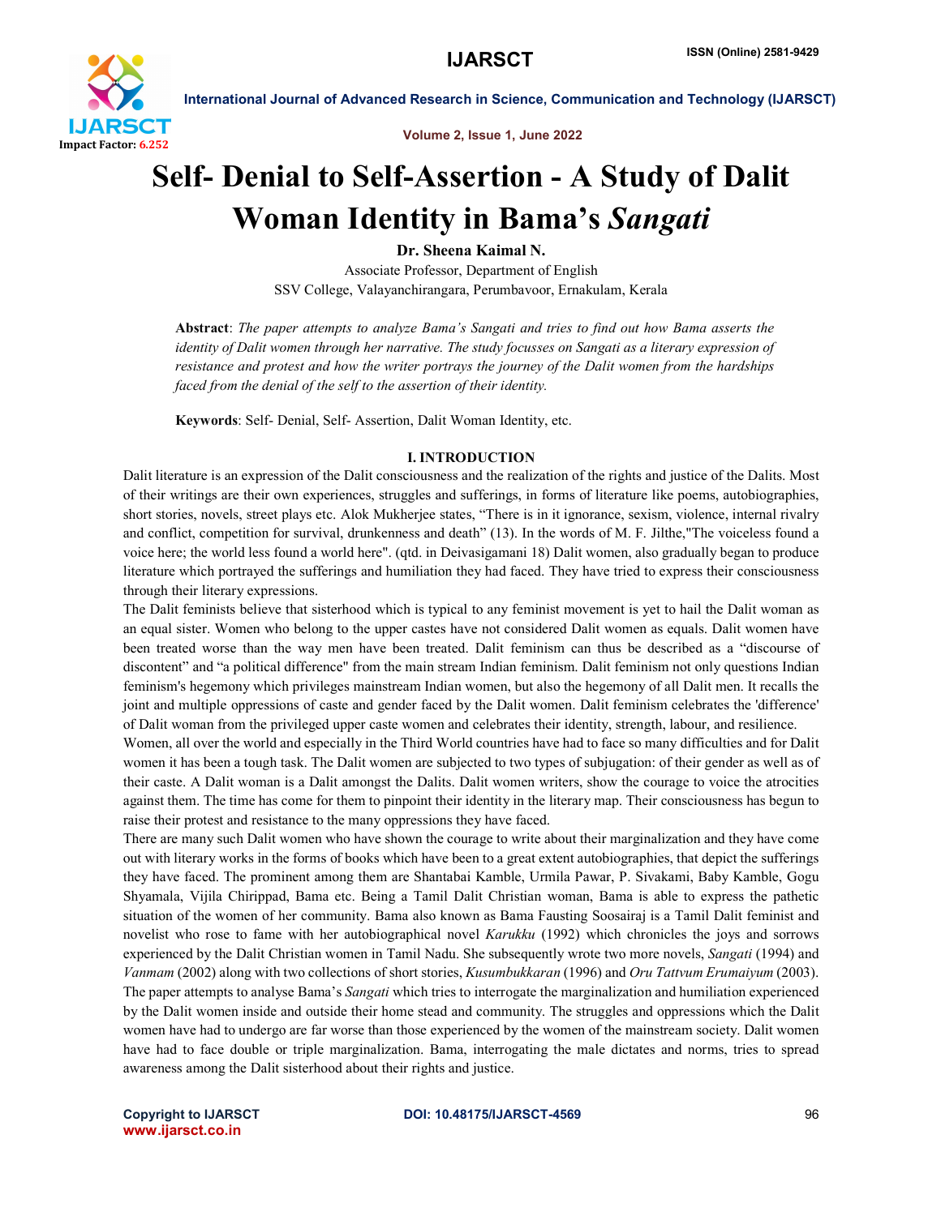# Self- Denial to Self-Assertion - A Study of Dalit Woman Identity in Bama's *Sangati*

**Dr. Sheena Kaimal N.**

Associate Professor, Department of English

SSV College, Valayanchirangara, Perumbavoor, Ernakulam, Kerala

**Abstract**: *The paper attempts to analyze Bama's Sangati and tries to find out how Bama asserts the identity of Dalit women through her narrative. The study focusses on Sangati as a literary expression of resistance and protest and how the writer portrays the journey of the Dalit women from the hardships faced from the denial of the self to the assertion of their identity.*

**Keywords**: Self- Denial, Self- Assertion, Dalit Woman Identity, etc.

## I. INTRODUCTION

Dalit literature is an expression of the Dalit consciousness and the realization of the rights and justice of the Dalits. Most of their writings are their own experiences, struggles and sufferings, in forms of literature like poems, autobiographies, short stories, novels, street plays etc. Alok Mukherjee states, "There is in it ignorance, sexism, violence, internal rivalry and conflict, competition for survival, drunkenness and death" (13). In the words of M. F. Jilthe,"The voiceless found a voice here; the world less found a world here". (qtd. in Deivasigamani 18) Dalit women, also gradually began to produce literature which portrayed the sufferings and humiliation they had faced. They have tried to express their consciousness through their literary expressions.

The Dalit feminists believe that sisterhood which is typical to any feminist movement is yet to hail the Dalit woman as an equal sister. Women who belong to the upper castes have not considered Dalit women as equals. Dalit women have been treated worse than the way men have been treated. Dalit feminism can thus be described as a "discourse of discontent" and "a political difference" from the main stream Indian feminism. Dalit feminism not only questions Indian feminism's hegemony which privileges mainstream Indian women, but also the hegemony of all Dalit men. It recalls the joint and multiple oppressions of caste and gender faced by the Dalit women. Dalit feminism celebrates the 'difference' of Dalit woman from the privileged upper caste women and celebrates their identity, strength, labour, and resilience.

Women, all over the world and especially in the Third World countries have had to face so many difficulties and for Dalit women it has been a tough task. The Dalit women are subjected to two types of subjugation: of their gender as well as of their caste. A Dalit woman is a Dalit amongst the Dalits. Dalit women writers, show the courage to voice the atrocities against them. The time has come for them to pinpoint their identity in the literary map. Their consciousness has begun to raise their protest and resistance to the many oppressions they have faced.

There are many such Dalit women who have shown the courage to write about their marginalization and they have come out with literary works in the forms of books which have been to a great extent autobiographies, that depict the sufferings they have faced. The prominent among them are Shantabai Kamble, Urmila Pawar, P. Sivakami, Baby Kamble, Gogu Shyamala, Vijila Chirippad, Bama etc. Being a Tamil Dalit Christian woman, Bama is able to express the pathetic situation of the women of her community. Bama also known as Bama Fausting Soosairaj is a Tamil Dalit feminist and novelist who rose to fame with her autobiographical novel *Karukku* (1992) which chronicles the joys and sorrows experienced by the Dalit Christian women in Tamil Nadu. She subsequently wrote two more novels, *Sangati* (1994) and *Vanmam* (2002) along with two collections of short stories, *Kusumbukkaran* (1996) and *Oru Tattvum Erumaiyum* (2003). The paper attempts to analyse Bama's *Sangati* which tries to interrogate the marginalization and humiliation experienced by the Dalit women inside and outside their home stead and community. The struggles and oppressions which the Dalit women have had to undergo are far worse than those experienced by the women of the mainstream society. Dalit women have had to face double or triple marginalization. Bama, interrogating the male dictates and norms, tries to spread awareness among the Dalit sisterhood about their rights and justice.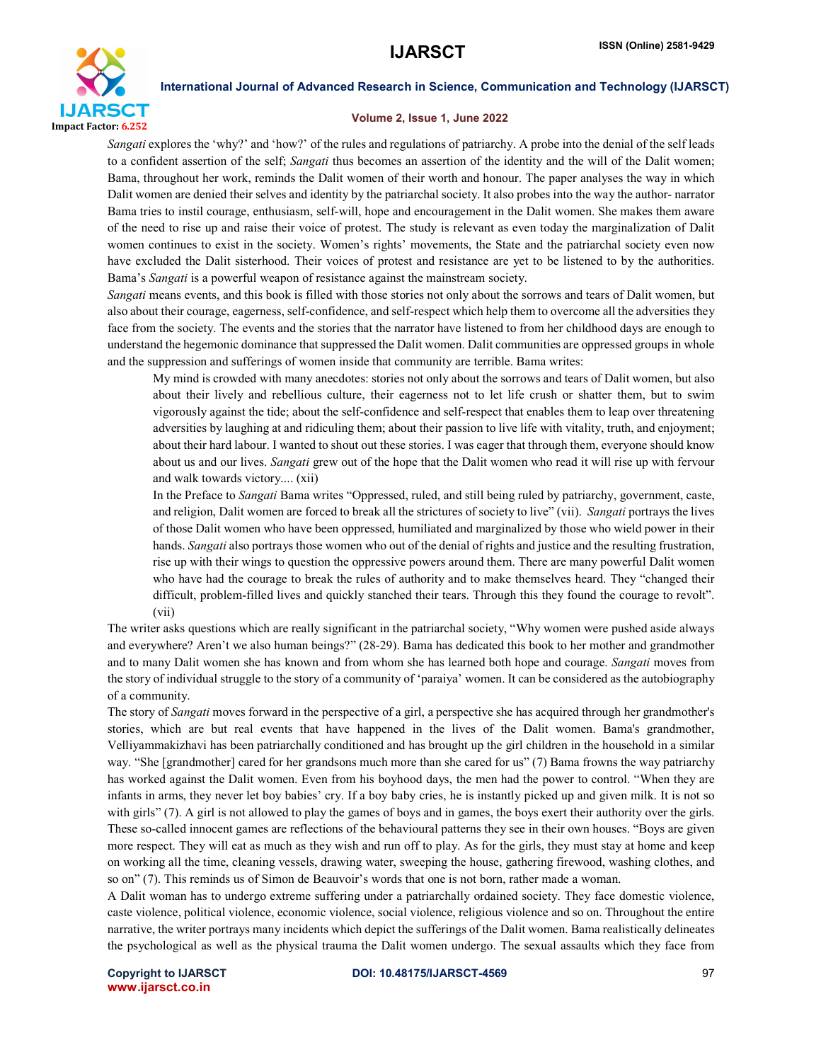*Sangati* explores the 'why?' and 'how?' of the rules and regulations of patriarchy. A probe into the denial of the self leads to a confident assertion of the self; *Sangati* thus becomes an assertion of the identity and the will of the Dalit women; Bama, throughout her work, reminds the Dalit women of their worth and honour. The paper analyses the way in which Dalit women are denied their selves and identity by the patriarchal society. It also probes into the way the author- narrator Bama tries to instil courage, enthusiasm, self-will, hope and encouragement in the Dalit women. She makes them aware of the need to rise up and raise their voice of protest. The study is relevant as even today the marginalization of Dalit women continues to exist in the society. Women's rights' movements, the State and the patriarchal society even now have excluded the Dalit sisterhood. Their voices of protest and resistance are yet to be listened to by the authorities. Bama's *Sangati* is a powerful weapon of resistance against the mainstream society.

*Sangati* means events, and this book is filled with those stories not only about the sorrows and tears of Dalit women, but also about their courage, eagerness, self-confidence, and self-respect which help them to overcome all the adversities they face from the society. The events and the stories that the narrator have listened to from her childhood days are enough to understand the hegemonic dominance that suppressed the Dalit women. Dalit communities are oppressed groups in whole and the suppression and sufferings of women inside that community are terrible. Bama writes:

> My mind is crowded with many anecdotes: stories not only about the sorrows and tears of Dalit women, but also about their lively and rebellious culture, their eagerness not to let life crush or shatter them, but to swim vigorously against the tide; about the self-confidence and self-respect that enables them to leap over threatening adversities by laughing at and ridiculing them; about their passion to live life with vitality, truth, and enjoyment; about their hard labour. I wanted to shout out these stories. I was eager that through them, everyone should know about us and our lives. *Sangati* grew out of the hope that the Dalit women who read it will rise up with fervour and walk towards victory.... (xii)
>
> In the Preface to *Sangati* Bama writes "Oppressed, ruled, and still being ruled by patriarchy, government, caste, and religion, Dalit women are forced to break all the strictures of society to live" (vii). *Sangati* portrays the lives of those Dalit women who have been oppressed, humiliated and marginalized by those who wield power in their hands. *Sangati* also portrays those women who out of the denial of rights and justice and the resulting frustration, rise up with their wings to question the oppressive powers around them. There are many powerful Dalit women who have had the courage to break the rules of authority and to make themselves heard. They "changed their difficult, problem-filled lives and quickly stanched their tears. Through this they found the courage to revolt". (vii)

The writer asks questions which are really significant in the patriarchal society, "Why women were pushed aside always and everywhere? Aren't we also human beings?" (28-29). Bama has dedicated this book to her mother and grandmother and to many Dalit women she has known and from whom she has learned both hope and courage. *Sangati* moves from the story of individual struggle to the story of a community of 'paraiya' women. It can be considered as the autobiography of a community.

The story of *Sangati* moves forward in the perspective of a girl, a perspective she has acquired through her grandmother's stories, which are but real events that have happened in the lives of the Dalit women. Bama's grandmother, Velliyammakizhavi has been patriarchally conditioned and has brought up the girl children in the household in a similar way. "She [grandmother] cared for her grandsons much more than she cared for us" (7) Bama frowns the way patriarchy has worked against the Dalit women. Even from his boyhood days, the men had the power to control. "When they are infants in arms, they never let boy babies' cry. If a boy baby cries, he is instantly picked up and given milk. It is not so with girls" (7). A girl is not allowed to play the games of boys and in games, the boys exert their authority over the girls. These so-called innocent games are reflections of the behavioural patterns they see in their own houses. "Boys are given more respect. They will eat as much as they wish and run off to play. As for the girls, they must stay at home and keep on working all the time, cleaning vessels, drawing water, sweeping the house, gathering firewood, washing clothes, and so on" (7). This reminds us of Simon de Beauvoir's words that one is not born, rather made a woman.

A Dalit woman has to undergo extreme suffering under a patriarchally ordained society. They face domestic violence, caste violence, political violence, economic violence, social violence, religious violence and so on. Throughout the entire narrative, the writer portrays many incidents which depict the sufferings of the Dalit women. Bama realistically delineates the psychological as well as the physical trauma the Dalit women undergo. The sexual assaults which they face from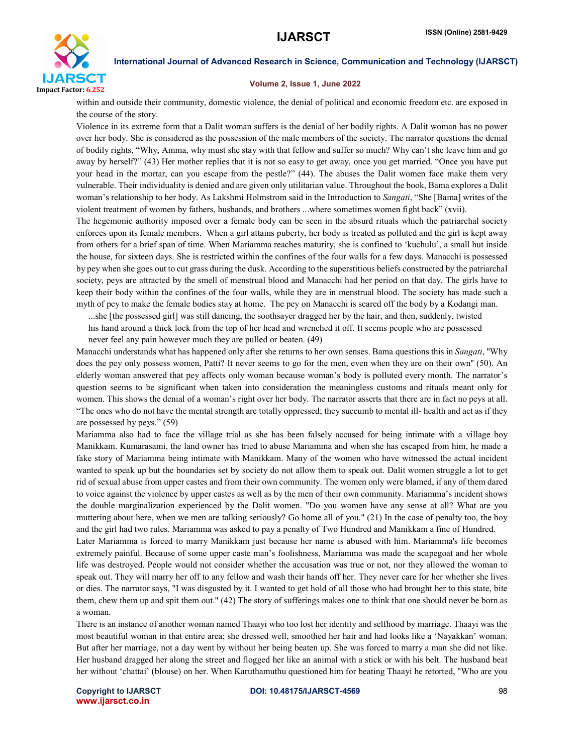within and outside their community, domestic violence, the denial of political and economic freedom etc. are exposed in the course of the story.

Violence in its extreme form that a Dalit woman suffers is the denial of her bodily rights. A Dalit woman has no power over her body. She is considered as the possession of the male members of the society. The narrator questions the denial of bodily rights, "Why, Amma, why must she stay with that fellow and suffer so much? Why can't she leave him and go away by herself?" (43) Her mother replies that it is not so easy to get away, once you get married. "Once you have put your head in the mortar, can you escape from the pestle?" (44). The abuses the Dalit women face make them very vulnerable. Their individuality is denied and are given only utilitarian value. Throughout the book, Bama explores a Dalit woman's relationship to her body. As Lakshmi Holmstrom said in the Introduction to *Sangati*, "She [Bama] writes of the violent treatment of women by fathers, husbands, and brothers ...where sometimes women fight back" (xvii).

The hegemonic authority imposed over a female body can be seen in the absurd rituals which the patriarchal society enforces upon its female members. When a girl attains puberty, her body is treated as polluted and the girl is kept away from others for a brief span of time. When Mariamma reaches maturity, she is confined to 'kuchulu', a small hut inside the house, for sixteen days. She is restricted within the confines of the four walls for a few days. Manacchi is possessed by pey when she goes out to cut grass during the dusk. According to the superstitious beliefs constructed by the patriarchal society, peys are attracted by the smell of menstrual blood and Manacchi had her period on that day. The girls have to keep their body within the confines of the four walls, while they are in menstrual blood. The society has made such a myth of pey to make the female bodies stay at home. The pey on Manacchi is scared off the body by a Kodangi man.

> ...she [the possessed girl] was still dancing, the soothsayer dragged her by the hair, and then, suddenly, twisted his hand around a thick lock from the top of her head and wrenched it off. It seems people who are possessed never feel any pain however much they are pulled or beaten. (49)

Manacchi understands what has happened only after she returns to her own senses. Bama questions this in *Sangati*, "Why does the pey only possess women, Patti? It never seems to go for the men, even when they are on their own" (50). An elderly woman answered that pey affects only woman because woman's body is polluted every month. The narrator's question seems to be significant when taken into consideration the meaningless customs and rituals meant only for women. This shows the denial of a woman's right over her body. The narrator asserts that there are in fact no peys at all. "The ones who do not have the mental strength are totally oppressed; they succumb to mental ill- health and act as if they are possessed by peys." (59)

Mariamma also had to face the village trial as she has been falsely accused for being intimate with a village boy Manikkam. Kumarasami, the land owner has tried to abuse Mariamma and when she has escaped from him, he made a fake story of Mariamma being intimate with Manikkam. Many of the women who have witnessed the actual incident wanted to speak up but the boundaries set by society do not allow them to speak out. Dalit women struggle a lot to get rid of sexual abuse from upper castes and from their own community. The women only were blamed, if any of them dared to voice against the violence by upper castes as well as by the men of their own community. Mariamma's incident shows the double marginalization experienced by the Dalit women. "Do you women have any sense at all? What are you muttering about here, when we men are talking seriously? Go home all of you." (21) In the case of penalty too, the boy and the girl had two rules. Mariamma was asked to pay a penalty of Two Hundred and Manikkam a fine of Hundred.

Later Mariamma is forced to marry Manikkam just because her name is abused with him. Mariamma's life becomes extremely painful. Because of some upper caste man's foolishness, Mariamma was made the scapegoat and her whole life was destroyed. People would not consider whether the accusation was true or not, nor they allowed the woman to speak out. They will marry her off to any fellow and wash their hands off her. They never care for her whether she lives or dies. The narrator says, "I was disgusted by it. I wanted to get hold of all those who had brought her to this state, bite them, chew them up and spit them out." (42) The story of sufferings makes one to think that one should never be born as a woman.

There is an instance of another woman named Thaayi who too lost her identity and selfhood by marriage. Thaayi was the most beautiful woman in that entire area; she dressed well, smoothed her hair and had looks like a 'Nayakkan' woman. But after her marriage, not a day went by without her being beaten up. She was forced to marry a man she did not like. Her husband dragged her along the street and flogged her like an animal with a stick or with his belt. The husband beat her without 'chattai' (blouse) on her. When Karuthamuthu questioned him for beating Thaayi he retorted, "Who are you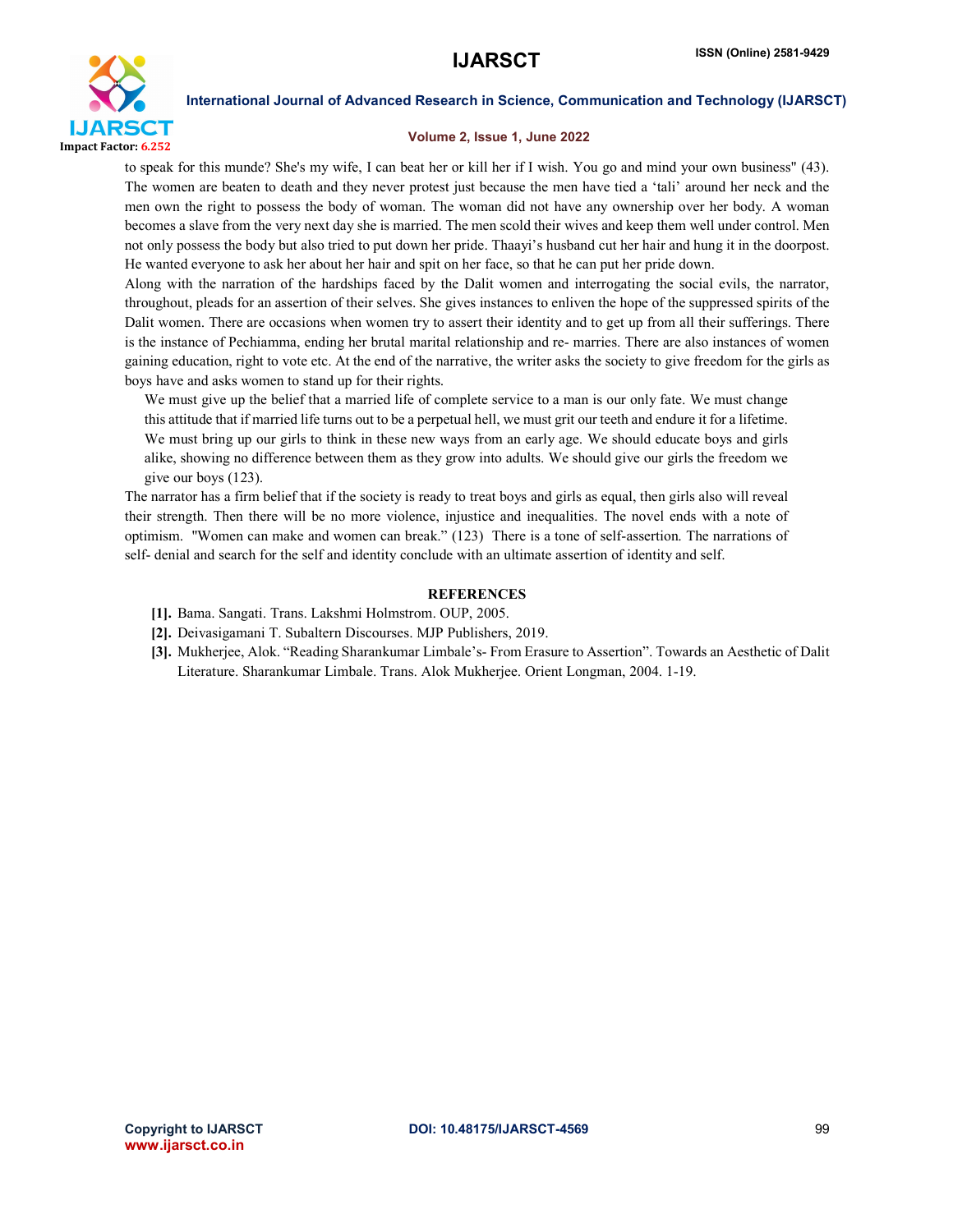to speak for this munde? She's my wife, I can beat her or kill her if I wish. You go and mind your own business" (43). The women are beaten to death and they never protest just because the men have tied a 'tali' around her neck and the men own the right to possess the body of woman. The woman did not have any ownership over her body. A woman becomes a slave from the very next day she is married. The men scold their wives and keep them well under control. Men not only possess the body but also tried to put down her pride. Thaayi's husband cut her hair and hung it in the doorpost. He wanted everyone to ask her about her hair and spit on her face, so that he can put her pride down.

Along with the narration of the hardships faced by the Dalit women and interrogating the social evils, the narrator, throughout, pleads for an assertion of their selves. She gives instances to enliven the hope of the suppressed spirits of the Dalit women. There are occasions when women try to assert their identity and to get up from all their sufferings. There is the instance of Pechiamma, ending her brutal marital relationship and re- marries. There are also instances of women gaining education, right to vote etc. At the end of the narrative, the writer asks the society to give freedom for the girls as boys have and asks women to stand up for their rights.

> We must give up the belief that a married life of complete service to a man is our only fate. We must change this attitude that if married life turns out to be a perpetual hell, we must grit our teeth and endure it for a lifetime. We must bring up our girls to think in these new ways from an early age. We should educate boys and girls alike, showing no difference between them as they grow into adults. We should give our girls the freedom we give our boys (123).

The narrator has a firm belief that if the society is ready to treat boys and girls as equal, then girls also will reveal their strength. Then there will be no more violence, injustice and inequalities. The novel ends with a note of optimism. "Women can make and women can break." (123) There is a tone of self-assertion. The narrations of self- denial and search for the self and identity conclude with an ultimate assertion of identity and self.

## REFERENCES

**[1].** Bama. Sangati. Trans. Lakshmi Holmstrom. OUP, 2005.

**[2].** Deivasigamani T. Subaltern Discourses. MJP Publishers, 2019.

**[3].** Mukherjee, Alok. "Reading Sharankumar Limbale's- From Erasure to Assertion". Towards an Aesthetic of Dalit Literature. Sharankumar Limbale. Trans. Alok Mukherjee. Orient Longman, 2004. 1-19.